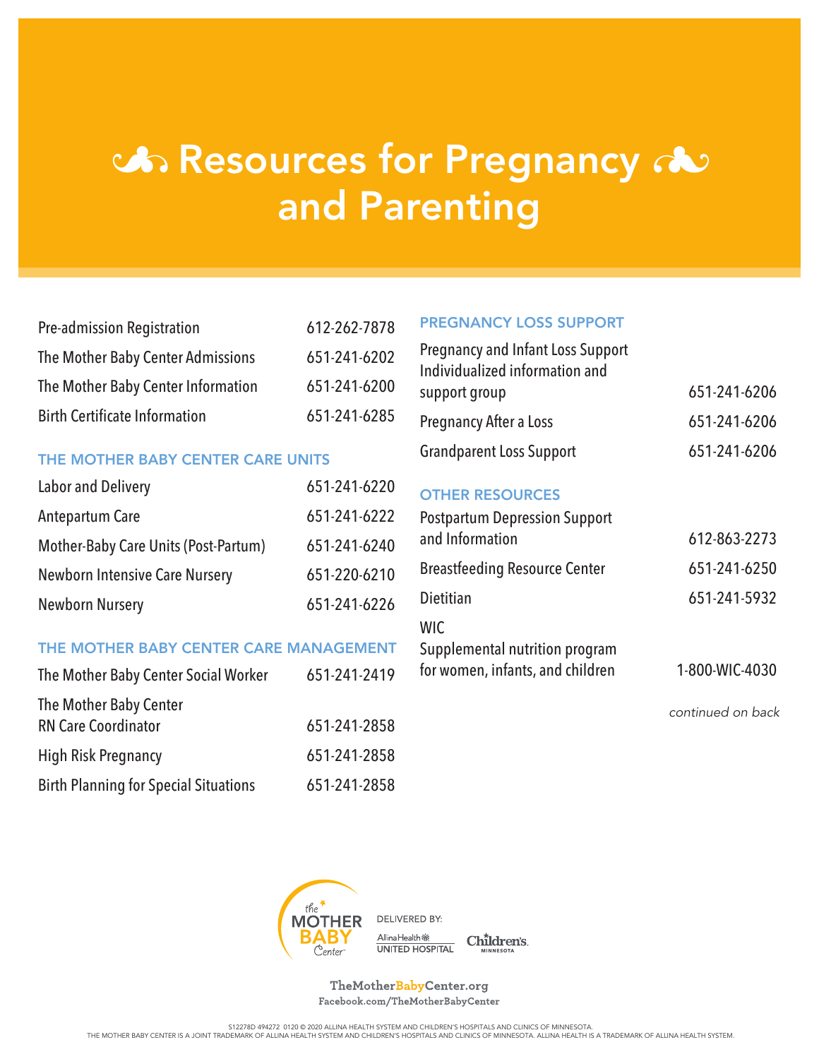# Resources for Pregnancy and Parenting

| | |
|---|---|
| Pre-admission Registration | 612-262-7878 |
| The Mother Baby Center Admissions | 651-241-6202 |
| The Mother Baby Center Information | 651-241-6200 |
| Birth Certificate Information | 651-241-6285 |

## THE MOTHER BABY CENTER CARE UNITS

| | |
|---|---|
| Labor and Delivery | 651-241-6220 |
| Antepartum Care | 651-241-6222 |
| Mother-Baby Care Units (Post-Partum) | 651-241-6240 |
| Newborn Intensive Care Nursery | 651-220-6210 |
| Newborn Nursery | 651-241-6226 |

## THE MOTHER BABY CENTER CARE MANAGEMENT

| | |
|---|---|
| The Mother Baby Center Social Worker | 651-241-2419 |
| The Mother Baby Center RN Care Coordinator | 651-241-2858 |
| High Risk Pregnancy | 651-241-2858 |
| Birth Planning for Special Situations | 651-241-2858 |

## PREGNANCY LOSS SUPPORT

| | |
|---|---|
| Pregnancy and Infant Loss Support Individualized information and support group | 651-241-6206 |
| Pregnancy After a Loss | 651-241-6206 |
| Grandparent Loss Support | 651-241-6206 |

## OTHER RESOURCES

| | |
|---|---|
| Postpartum Depression Support and Information | 612-863-2273 |
| Breastfeeding Resource Center | 651-241-6250 |
| Dietitian | 651-241-5932 |
| WIC Supplemental nutrition program for women, infants, and children | 1-800-WIC-4030 |

*continued on back*

the MOTHER BABY Center

DELIVERED BY: Allina Health United Hospital, Children's Minnesota

TheMotherBabyCenter.org
Facebook.com/TheMotherBabyCenter

S12278D 494272 0120 © 2020 ALLINA HEALTH SYSTEM AND CHILDREN'S HOSPITALS AND CLINICS OF MINNESOTA.
THE MOTHER BABY CENTER IS A JOINT TRADEMARK OF ALLINA HEALTH SYSTEM AND CHILDREN'S HOSPITALS AND CLINICS OF MINNESOTA. ALLINA HEALTH IS A TRADEMARK OF ALLINA HEALTH SYSTEM.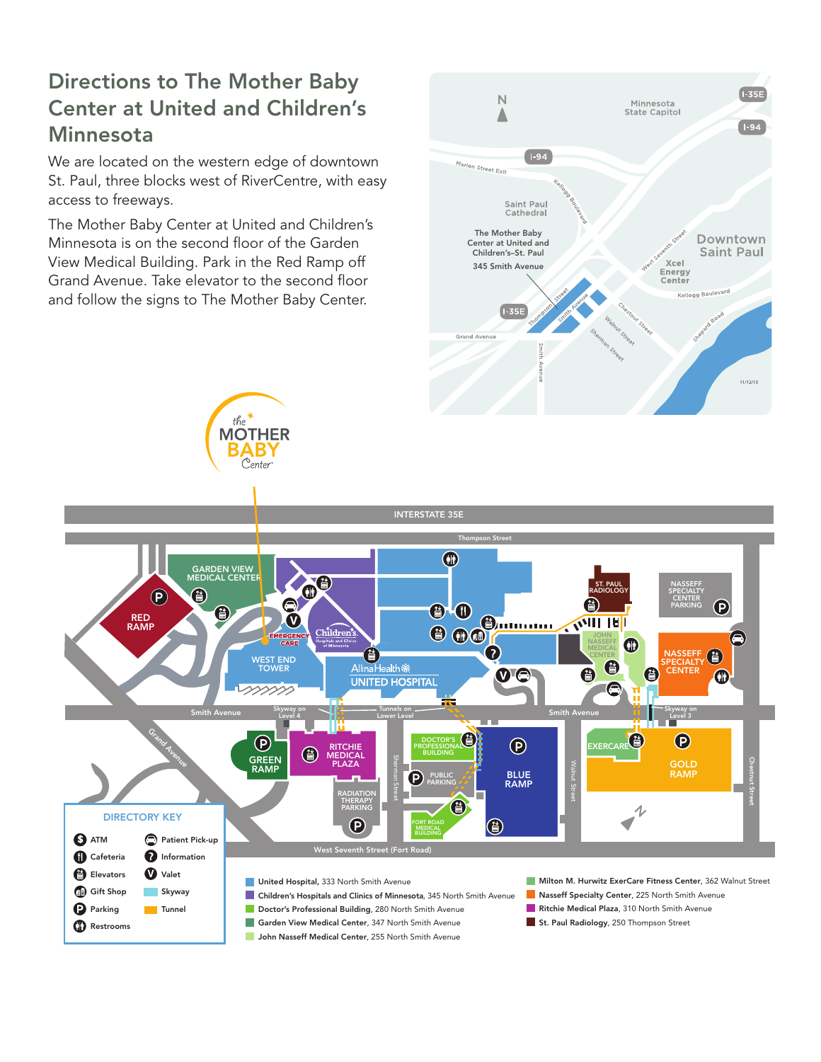# Directions to The Mother Baby Center at United and Children's Minnesota

We are located on the western edge of downtown St. Paul, three blocks west of RiverCentre, with easy access to freeways.

The Mother Baby Center at United and Children's Minnesota is on the second floor of the Garden View Medical Building. Park in the Red Ramp off Grand Avenue. Take elevator to the second floor and follow the signs to The Mother Baby Center.

N

Minnesota State Capitol

I-35E

I-94

Marion Street Exit

Kellogg Boulevard

Saint Paul Cathedral

The Mother Baby Center at United and Children's–St. Paul

345 Smith Avenue

Downtown Saint Paul

West Seventh Street

Xcel Energy Center

Kellogg Boulevard

Thompson Street

Smith Avenue

Chestnut Street

Walnut Street

Sherman Street

Shepard Road

Grand Avenue

Smith Avenue

11/12/13

the MOTHER BABY Center

INTERSTATE 35E

Thompson Street

GARDEN VIEW MEDICAL CENTER

RED RAMP

EMERGENCY CARE

Children's Hospitals and Clinics of Minnesota

WEST END TOWER

Allina Health

UNITED HOSPITAL

ST. PAUL RADIOLOGY

NASSEFF SPECIALTY CENTER PARKING

JOHN NASSEFF MEDICAL CENTER

NASSEFF SPECIALTY CENTER

Smith Avenue

Skyway on Level 4

Tunnels on Lower Level

Smith Avenue

Skyway on Level 3

Grand Avenue

GREEN RAMP

RITCHIE MEDICAL PLAZA

Sherman Street

DOCTOR'S PROFESSIONAL BUILDING

PUBLIC PARKING

BLUE RAMP

Walnut Street

EXERCARE

GOLD RAMP

Chestnut Street

RADIATION THERAPY PARKING

FORT ROAD MEDICAL BUILDING

West Seventh Street (Fort Road)

N

**DIRECTORY KEY**

- ATM
- Cafeteria
- Elevators
- Gift Shop
- Parking
- Restrooms
- Patient Pick-up
- Information
- Valet
- Skyway
- Tunnel

- **United Hospital**, 333 North Smith Avenue
- **Children's Hospitals and Clinics of Minnesota**, 345 North Smith Avenue
- **Doctor's Professional Building**, 280 North Smith Avenue
- **Garden View Medical Center**, 347 North Smith Avenue
- **John Nasseff Medical Center**, 255 North Smith Avenue
- **Milton M. Hurwitz ExerCare Fitness Center**, 362 Walnut Street
- **Nasseff Specialty Center**, 225 North Smith Avenue
- **Ritchie Medical Plaza**, 310 North Smith Avenue
- **St. Paul Radiology**, 250 Thompson Street